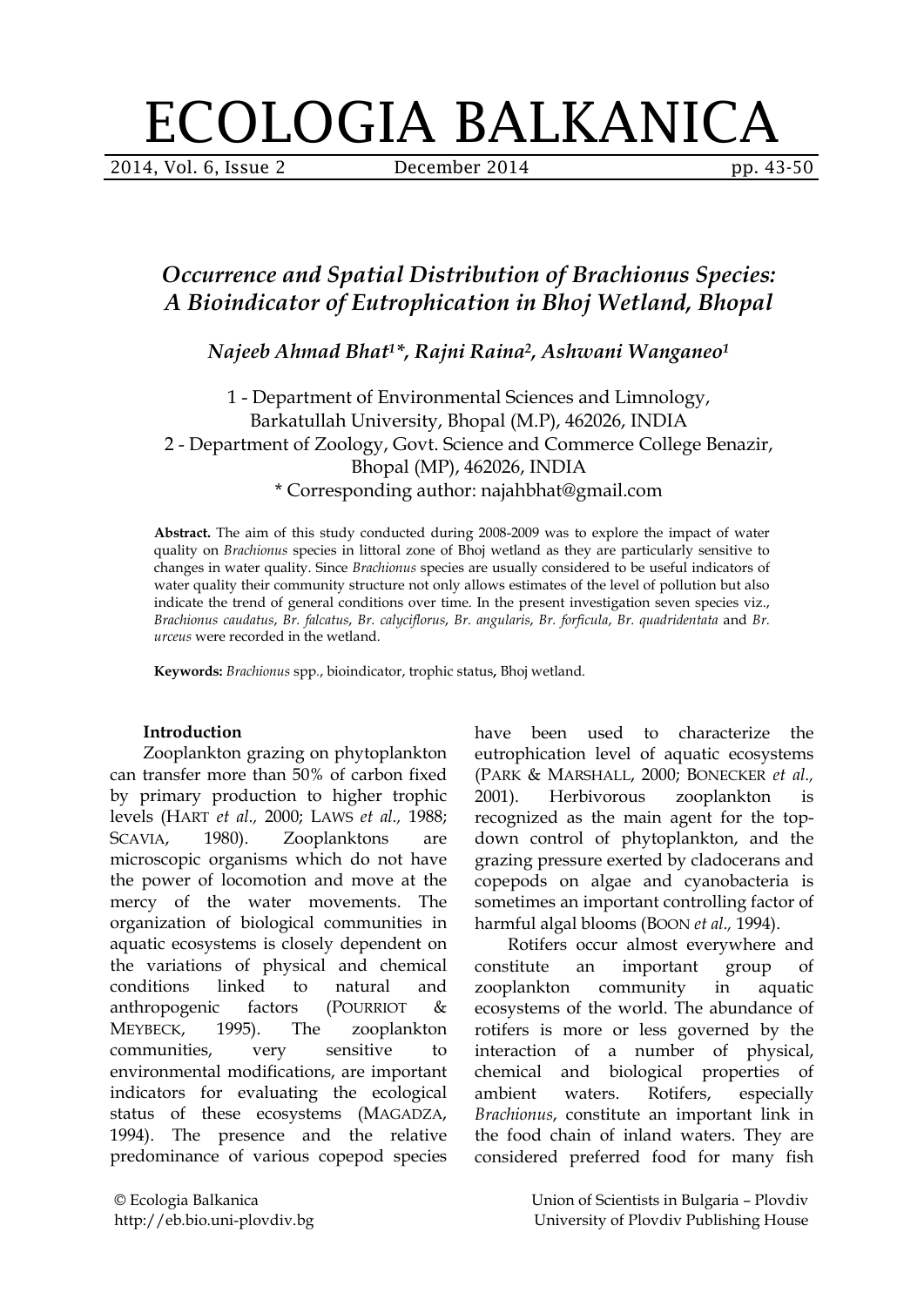# ECOLOGIA BALKANICA

## *Occurrence and Spatial Distribution of Brachionus Species: A Bioindicator of Eutrophication in Bhoj Wetland, Bhopal*

***Najeeb Ahmad Bhat*[1*], *Rajni Raina*[2], *Ashwani Wanganeo*[1]**

1 - Department of Environmental Sciences and Limnology, Barkatullah University, Bhopal (M.P), 462026, INDIA
2 - Department of Zoology, Govt. Science and Commerce College Benazir, Bhopal (MP), 462026, INDIA
* Corresponding author: najahbhat@gmail.com

**Abstract.** The aim of this study conducted during 2008-2009 was to explore the impact of water quality on *Brachionus* species in littoral zone of Bhoj wetland as they are particularly sensitive to changes in water quality. Since *Brachionus* species are usually considered to be useful indicators of water quality their community structure not only allows estimates of the level of pollution but also indicate the trend of general conditions over time. In the present investigation seven species viz., *Brachionus caudatus*, *Br. falcatus*, *Br. calyciflorus*, *Br. angularis*, *Br. forficula*, *Br. quadridentata* and *Br. urceus* were recorded in the wetland.

**Keywords:** *Brachionus* spp., bioindicator, trophic status, Bhoj wetland.

### Introduction

Zooplankton grazing on phytoplankton can transfer more than 50% of carbon fixed by primary production to higher trophic levels (HART *et al.,* 2000; LAWS *et al.,* 1988; SCAVIA, 1980). Zooplanktons are microscopic organisms which do not have the power of locomotion and move at the mercy of the water movements. The organization of biological communities in aquatic ecosystems is closely dependent on the variations of physical and chemical conditions linked to natural and anthropogenic factors (POURRIOT & MEYBECK, 1995). The zooplankton communities, very sensitive to environmental modifications, are important indicators for evaluating the ecological status of these ecosystems (MAGADZA, 1994). The presence and the relative predominance of various copepod species have been used to characterize the eutrophication level of aquatic ecosystems (PARK & MARSHALL, 2000; BONECKER *et al.,* 2001). Herbivorous zooplankton is recognized as the main agent for the top-down control of phytoplankton, and the grazing pressure exerted by cladocerans and copepods on algae and cyanobacteria is sometimes an important controlling factor of harmful algal blooms (BOON *et al.,* 1994).

Rotifers occur almost everywhere and constitute an important group of zooplankton community in aquatic ecosystems of the world. The abundance of rotifers is more or less governed by the interaction of a number of physical, chemical and biological properties of ambient waters. Rotifers, especially *Brachionus*, constitute an important link in the food chain of inland waters. They are considered preferred food for many fish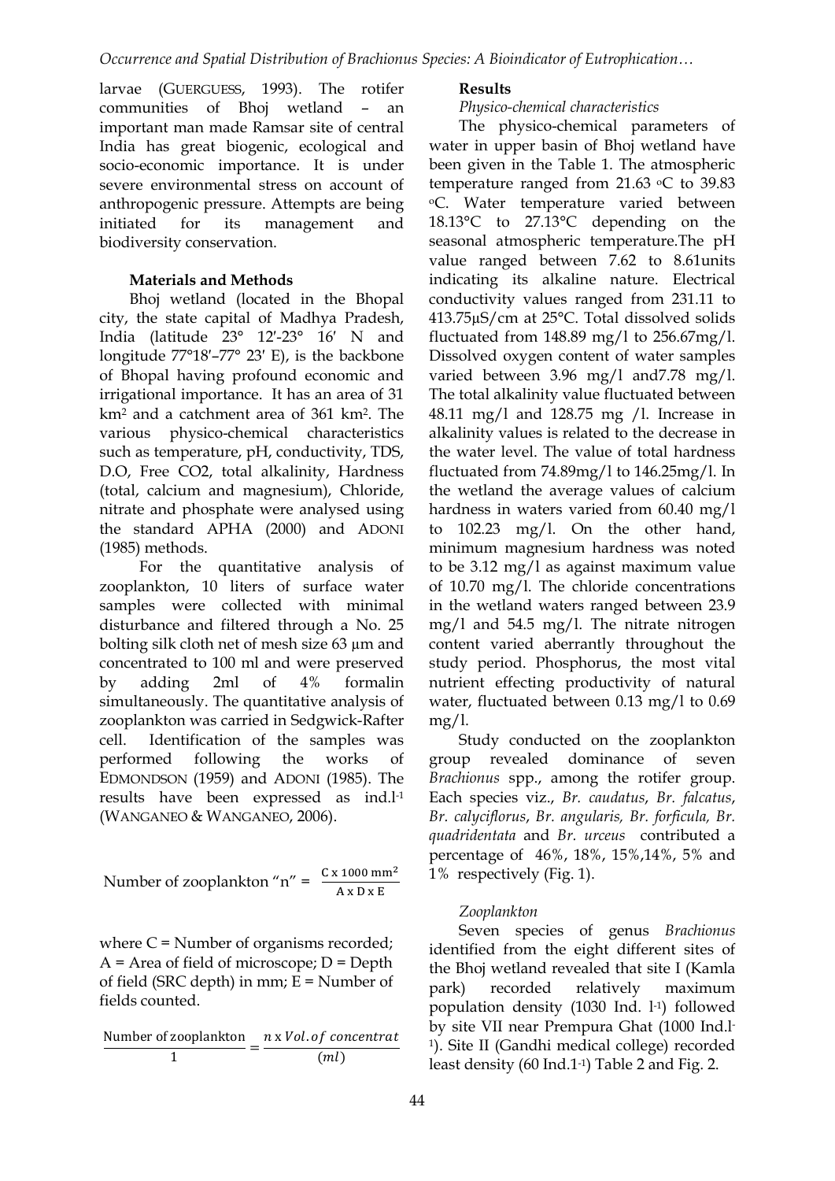larvae (GUERGUESS, 1993). The rotifer communities of Bhoj wetland – an important man made Ramsar site of central India has great biogenic, ecological and socio-economic importance. It is under severe environmental stress on account of anthropogenic pressure. Attempts are being initiated for its management and biodiversity conservation.

## Materials and Methods

Bhoj wetland (located in the Bhopal city, the state capital of Madhya Pradesh, India (latitude 23° 12′-23° 16′ N and longitude 77°18′–77° 23′ E), is the backbone of Bhopal having profound economic and irrigational importance. It has an area of 31 km$^2$ and a catchment area of 361 km$^2$. The various physico-chemical characteristics such as temperature, pH, conductivity, TDS, D.O, Free $CO_2$, total alkalinity, Hardness (total, calcium and magnesium), Chloride, nitrate and phosphate were analysed using the standard APHA (2000) and ADONI (1985) methods.

For the quantitative analysis of zooplankton, 10 liters of surface water samples were collected with minimal disturbance and filtered through a No. 25 bolting silk cloth net of mesh size 63 µm and concentrated to 100 ml and were preserved by adding 2ml of 4% formalin simultaneously. The quantitative analysis of zooplankton was carried in Sedgwick-Rafter cell. Identification of the samples was performed following the works of EDMONDSON (1959) and ADONI (1985). The results have been expressed as ind.l$^{-1}$ (WANGANEO & WANGANEO, 2006).

$$\text{Number of zooplankton "n"} = \frac{C \times 1000\ \text{mm}^2}{A \times D \times E}$$

where C = Number of organisms recorded; A = Area of field of microscope; D = Depth of field (SRC depth) in mm; E = Number of fields counted.

$$\frac{\text{Number of zooplankton}}{1} = \frac{n \times Vol.of\ concentrat}{(ml)}$$

## Results

### *Physico-chemical characteristics*

The physico-chemical parameters of water in upper basin of Bhoj wetland have been given in the Table 1. The atmospheric temperature ranged from 21.63 °C to 39.83 °C. Water temperature varied between 18.13°C to 27.13°C depending on the seasonal atmospheric temperature.The pH value ranged between 7.62 to 8.61units indicating its alkaline nature. Electrical conductivity values ranged from 231.11 to 413.75µS/cm at 25°C. Total dissolved solids fluctuated from 148.89 mg/l to 256.67mg/l. Dissolved oxygen content of water samples varied between 3.96 mg/l and7.78 mg/l. The total alkalinity value fluctuated between 48.11 mg/l and 128.75 mg /l. Increase in alkalinity values is related to the decrease in the water level. The value of total hardness fluctuated from 74.89mg/l to 146.25mg/l. In the wetland the average values of calcium hardness in waters varied from 60.40 mg/l to 102.23 mg/l. On the other hand, minimum magnesium hardness was noted to be 3.12 mg/l as against maximum value of 10.70 mg/l. The chloride concentrations in the wetland waters ranged between 23.9 mg/l and 54.5 mg/l. The nitrate nitrogen content varied aberrantly throughout the study period. Phosphorus, the most vital nutrient effecting productivity of natural water, fluctuated between 0.13 mg/l to 0.69 mg/l.

Study conducted on the zooplankton group revealed dominance of seven *Brachionus* spp., among the rotifer group. Each species viz., *Br. caudatus*, *Br. falcatus*, *Br. calyciflorus*, *Br. angularis, Br. forficula, Br. quadridentata* and *Br. urceus* contributed a percentage of 46%, 18%, 15%,14%, 5% and 1% respectively (Fig. 1).

### *Zooplankton*

Seven species of genus *Brachionus* identified from the eight different sites of the Bhoj wetland revealed that site I (Kamla park) recorded relatively maximum population density (1030 Ind. l$^{-1}$) followed by site VII near Prempura Ghat (1000 Ind.l$^{-1}$). Site II (Gandhi medical college) recorded least density (60 Ind.1$^{-1}$) Table 2 and Fig. 2.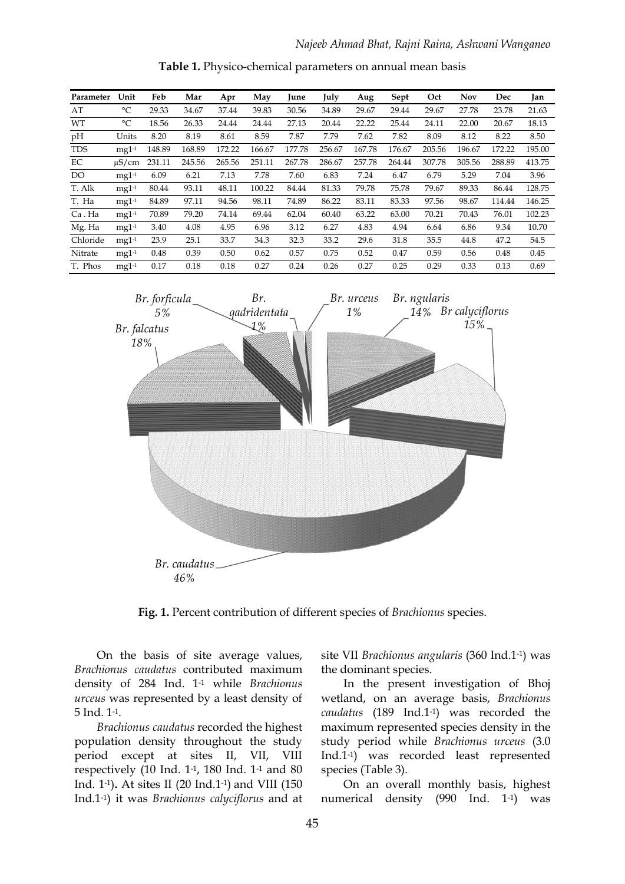**Table 1.** Physico-chemical parameters on annual mean basis

| Parameter | Unit | Feb | Mar | Apr | May | June | July | Aug | Sept | Oct | Nov | Dec | Jan |
|---|---|---|---|---|---|---|---|---|---|---|---|---|---|
| AT | °C | 29.33 | 34.67 | 37.44 | 39.83 | 30.56 | 34.89 | 29.67 | 29.44 | 29.67 | 27.78 | 23.78 | 21.63 |
| WT | °C | 18.56 | 26.33 | 24.44 | 24.44 | 27.13 | 20.44 | 22.22 | 25.44 | 24.11 | 22.00 | 20.67 | 18.13 |
| pH | Units | 8.20 | 8.19 | 8.61 | 8.59 | 7.87 | 7.79 | 7.62 | 7.82 | 8.09 | 8.12 | 8.22 | 8.50 |
| TDS | $mgl^{-1}$ | 148.89 | 168.89 | 172.22 | 166.67 | 177.78 | 256.67 | 167.78 | 176.67 | 205.56 | 196.67 | 172.22 | 195.00 |
| EC | µS/cm | 231.11 | 245.56 | 265.56 | 251.11 | 267.78 | 286.67 | 257.78 | 264.44 | 307.78 | 305.56 | 288.89 | 413.75 |
| DO | $mgl^{-1}$ | 6.09 | 6.21 | 7.13 | 7.78 | 7.60 | 6.83 | 7.24 | 6.47 | 6.79 | 5.29 | 7.04 | 3.96 |
| T. Alk | $mgl^{-1}$ | 80.44 | 93.11 | 48.11 | 100.22 | 84.44 | 81.33 | 79.78 | 75.78 | 79.67 | 89.33 | 86.44 | 128.75 |
| T. Ha | $mgl^{-1}$ | 84.89 | 97.11 | 94.56 | 98.11 | 74.89 | 86.22 | 83.11 | 83.33 | 97.56 | 98.67 | 114.44 | 146.25 |
| Ca . Ha | $mgl^{-1}$ | 70.89 | 79.20 | 74.14 | 69.44 | 62.04 | 60.40 | 63.22 | 63.00 | 70.21 | 70.43 | 76.01 | 102.23 |
| Mg. Ha | $mgl^{-1}$ | 3.40 | 4.08 | 4.95 | 6.96 | 3.12 | 6.27 | 4.83 | 4.94 | 6.64 | 6.86 | 9.34 | 10.70 |
| Chloride | $mgl^{-1}$ | 23.9 | 25.1 | 33.7 | 34.3 | 32.3 | 33.2 | 29.6 | 31.8 | 35.5 | 44.8 | 47.2 | 54.5 |
| Nitrate | $mgl^{-1}$ | 0.48 | 0.39 | 0.50 | 0.62 | 0.57 | 0.75 | 0.52 | 0.47 | 0.59 | 0.56 | 0.48 | 0.45 |
| T. Phos | $mgl^{-1}$ | 0.17 | 0.18 | 0.18 | 0.27 | 0.24 | 0.26 | 0.27 | 0.25 | 0.29 | 0.33 | 0.13 | 0.69 |

**Fig. 1.** Percent contribution of different species of *Brachionus* species.

On the basis of site average values, *Brachionus caudatus* contributed maximum density of 284 Ind. $l^{-1}$ while *Brachionus urceus* was represented by a least density of 5 Ind. $l^{-1}$.

*Brachionus caudatus* recorded the highest population density throughout the study period except at sites II, VII, VIII respectively (10 Ind. $l^{-1}$, 180 Ind. $l^{-1}$ and 80 Ind. $l^{-1}$)**.** At sites II (20 Ind.$l^{-1}$) and VIII (150 Ind.$l^{-1}$) it was *Brachionus calyciflorus* and at site VII *Brachionus angularis* (360 Ind.$l^{-1}$) was the dominant species.

In the present investigation of Bhoj wetland, on an average basis, *Brachionus caudatus* (189 Ind.$l^{-1}$) was recorded the maximum represented species density in the study period while *Brachionus urceus* (3.0 Ind.$l^{-1}$) was recorded least represented species (Table 3).

On an overall monthly basis, highest numerical density (990 Ind. $l^{-1}$) was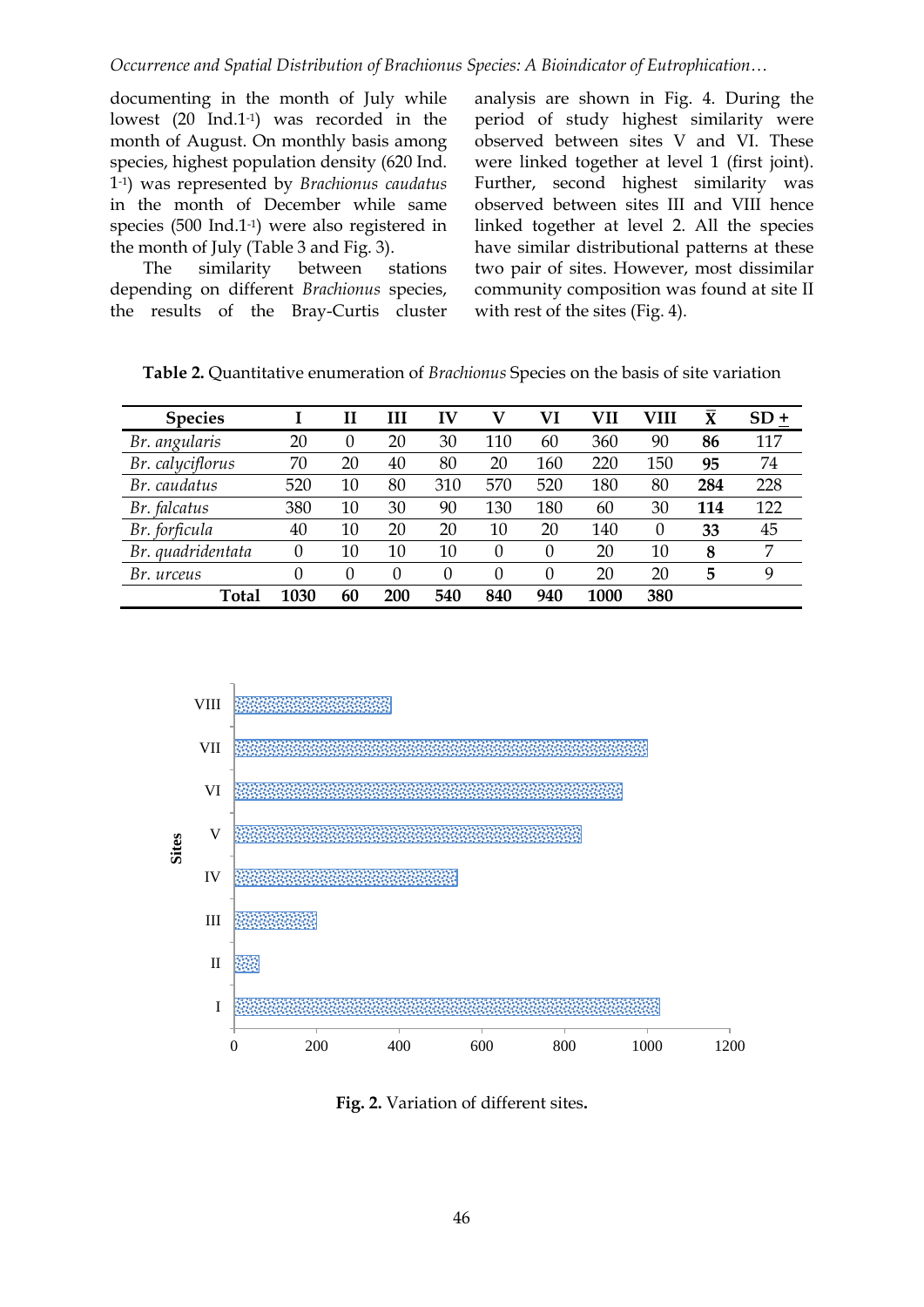documenting in the month of July while lowest (20 Ind.l$^{-1}$) was recorded in the month of August. On monthly basis among species, highest population density (620 Ind. l$^{-1}$) was represented by *Brachionus caudatus* in the month of December while same species (500 Ind.l$^{-1}$) were also registered in the month of July (Table 3 and Fig. 3).

The similarity between stations depending on different *Brachionus* species, the results of the Bray-Curtis cluster analysis are shown in Fig. 4. During the period of study highest similarity were observed between sites V and VI. These were linked together at level 1 (first joint). Further, second highest similarity was observed between sites III and VIII hence linked together at level 2. All the species have similar distributional patterns at these two pair of sites. However, most dissimilar community composition was found at site II with rest of the sites (Fig. 4).

**Table 2.** Quantitative enumeration of *Brachionus* Species on the basis of site variation

| Species | I | II | III | IV | V | VI | VII | VIII | $\bar{X}$ | SD ± |
|---|---|---|---|---|---|---|---|---|---|---|
| *Br. angularis* | 20 | 0 | 20 | 30 | 110 | 60 | 360 | 90 | **86** | 117 |
| *Br. calyciflorus* | 70 | 20 | 40 | 80 | 20 | 160 | 220 | 150 | **95** | 74 |
| *Br. caudatus* | 520 | 10 | 80 | 310 | 570 | 520 | 180 | 80 | **284** | 228 |
| *Br. falcatus* | 380 | 10 | 30 | 90 | 130 | 180 | 60 | 30 | **114** | 122 |
| *Br. forficula* | 40 | 10 | 20 | 20 | 10 | 20 | 140 | 0 | **33** | 45 |
| *Br. quadridentata* | 0 | 10 | 10 | 10 | 0 | 0 | 20 | 10 | **8** | 7 |
| *Br. urceus* | 0 | 0 | 0 | 0 | 0 | 0 | 20 | 20 | **5** | 9 |
| **Total** | **1030** | **60** | **200** | **540** | **840** | **940** | **1000** | **380** | | |

**Fig. 2.** Variation of different sites**.**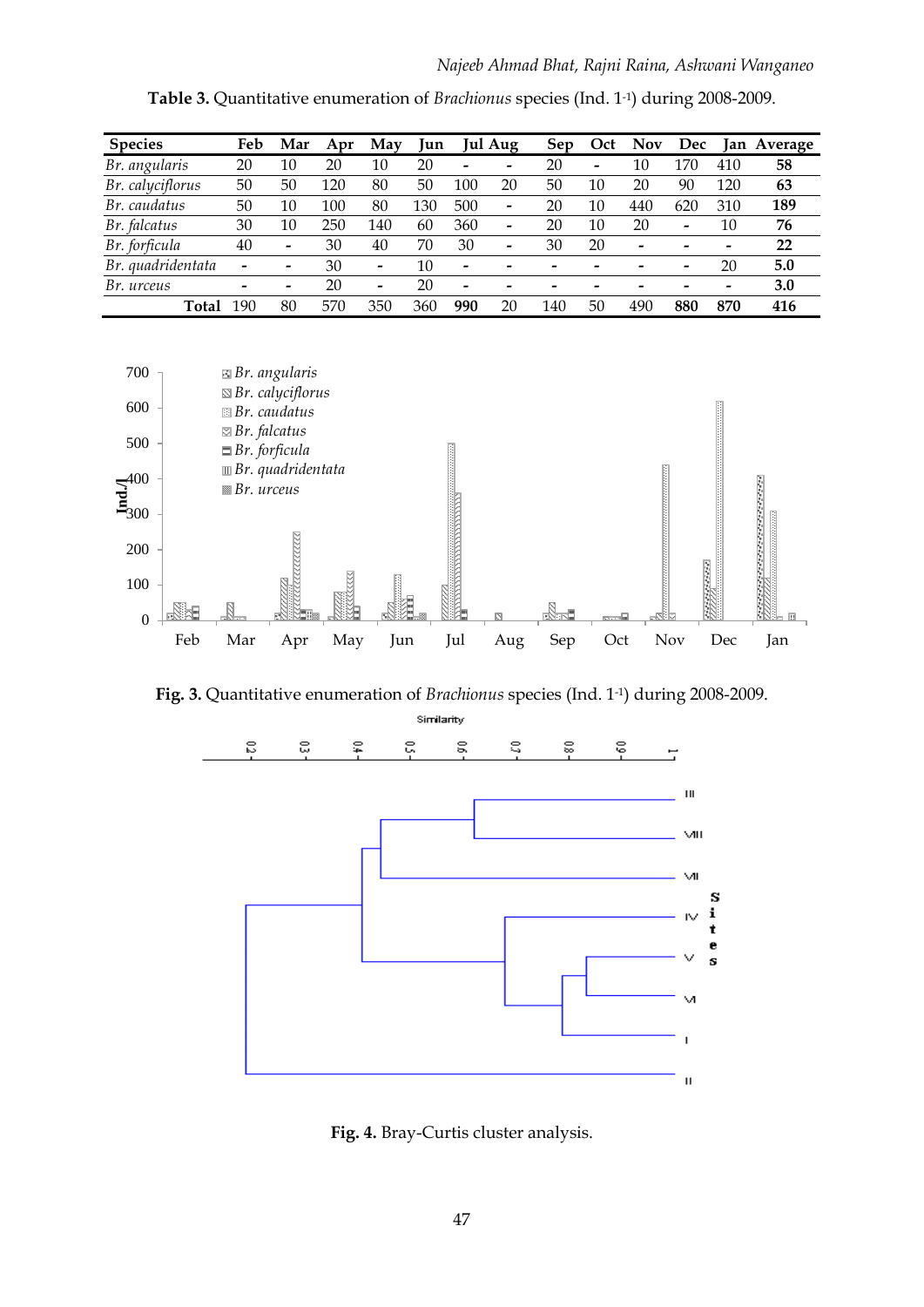**Table 3.** Quantitative enumeration of *Brachionus* species (Ind. l[-1]) during 2008-2009.

| Species | Feb | Mar | Apr | May | Jun | Jul | Aug | Sep | Oct | Nov | Dec | Jan | Average |
|---|---|---|---|---|---|---|---|---|---|---|---|---|---|
| *Br. angularis* | 20 | 10 | 20 | 10 | 20 | - | - | 20 | - | 10 | 170 | 410 | **58** |
| *Br. calyciflorus* | 50 | 50 | 120 | 80 | 50 | 100 | 20 | 50 | 10 | 20 | 90 | 120 | **63** |
| *Br. caudatus* | 50 | 10 | 100 | 80 | 130 | 500 | - | 20 | 10 | 440 | 620 | 310 | **189** |
| *Br. falcatus* | 30 | 10 | 250 | 140 | 60 | 360 | - | 20 | 10 | 20 | - | 10 | **76** |
| *Br. forficula* | 40 | - | 30 | 40 | 70 | 30 | - | 30 | 20 | - | - | - | **22** |
| *Br. quadridentata* | - | - | 30 | - | 10 | - | - | - | - | - | - | 20 | **5.0** |
| *Br. urceus* | - | - | 20 | - | 20 | - | - | - | - | - | - | - | **3.0** |
| **Total** | 190 | 80 | 570 | 350 | 360 | **990** | 20 | 140 | 50 | 490 | **880** | **870** | **416** |

**Fig. 3.** Quantitative enumeration of *Brachionus* species (Ind. l[-1]) during 2008-2009.

**Fig. 4.** Bray-Curtis cluster analysis.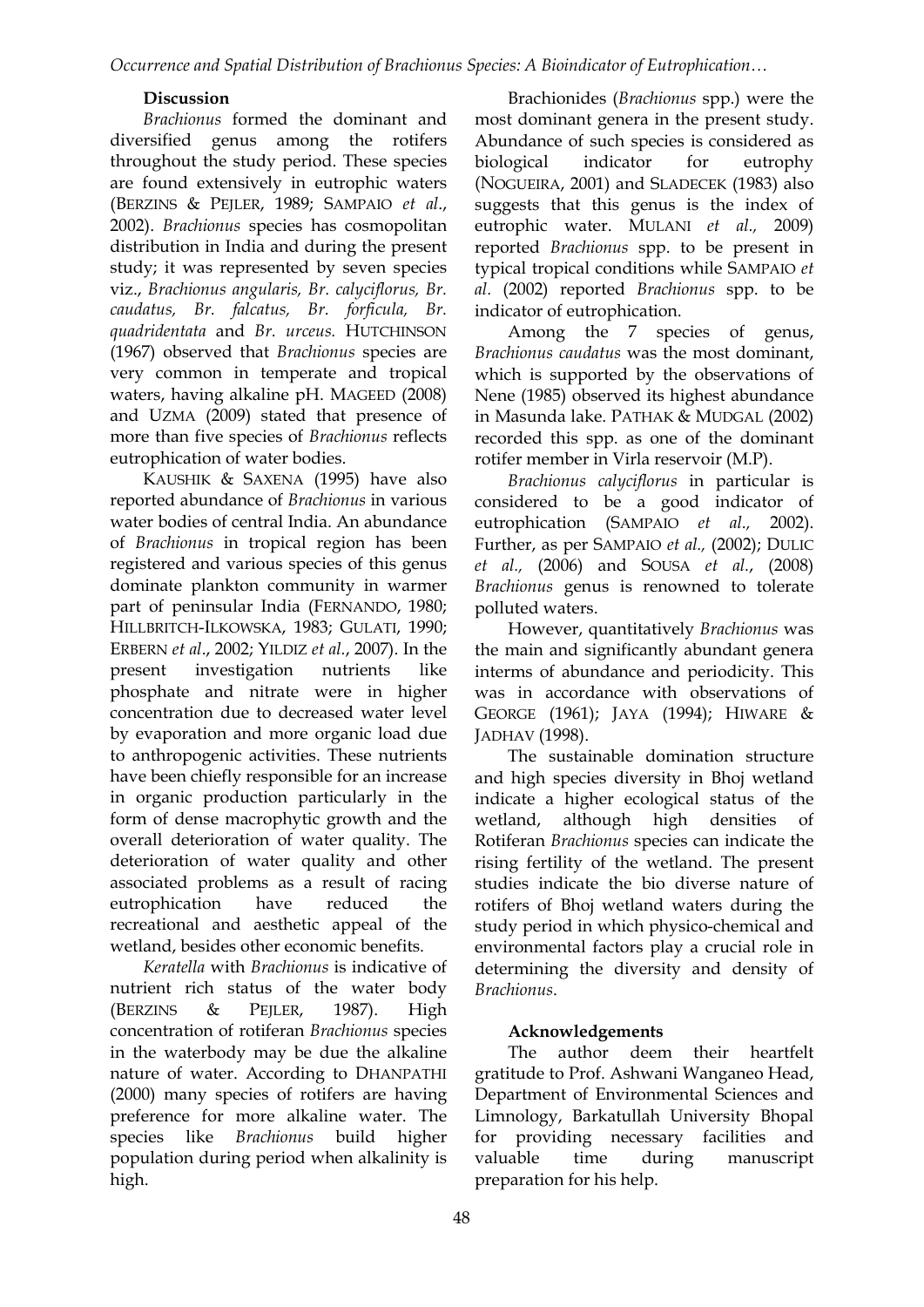## Discussion

*Brachionus* formed the dominant and diversified genus among the rotifers throughout the study period. These species are found extensively in eutrophic waters (BERZINS & PEJLER, 1989; SAMPAIO *et al*., 2002). *Brachionus* species has cosmopolitan distribution in India and during the present study; it was represented by seven species viz., *Brachionus angularis, Br. calyciflorus, Br. caudatus, Br. falcatus, Br. forficula, Br. quadridentata* and *Br. urceus.* HUTCHINSON (1967) observed that *Brachionus* species are very common in temperate and tropical waters, having alkaline pH. MAGEED (2008) and UZMA (2009) stated that presence of more than five species of *Brachionus* reflects eutrophication of water bodies.

KAUSHIK & SAXENA (1995) have also reported abundance of *Brachionus* in various water bodies of central India. An abundance of *Brachionus* in tropical region has been registered and various species of this genus dominate plankton community in warmer part of peninsular India (FERNANDO, 1980; HILLBRITCH-ILKOWSKA, 1983; GULATI, 1990; ERBERN *et al*., 2002; YILDIZ *et al*., 2007). In the present investigation nutrients like phosphate and nitrate were in higher concentration due to decreased water level by evaporation and more organic load due to anthropogenic activities. These nutrients have been chiefly responsible for an increase in organic production particularly in the form of dense macrophytic growth and the overall deterioration of water quality. The deterioration of water quality and other associated problems as a result of racing eutrophication have reduced the recreational and aesthetic appeal of the wetland, besides other economic benefits.

*Keratella* with *Brachionus* is indicative of nutrient rich status of the water body (BERZINS & PEJLER, 1987). High concentration of rotiferan *Brachionus* species in the waterbody may be due the alkaline nature of water. According to DHANPATHI (2000) many species of rotifers are having preference for more alkaline water. The species like *Brachionus* build higher population during period when alkalinity is high.

Brachionides (*Brachionus* spp.) were the most dominant genera in the present study. Abundance of such species is considered as biological indicator for eutrophy (NOGUEIRA, 2001) and SLADECEK (1983) also suggests that this genus is the index of eutrophic water. MULANI *et al.,* 2009) reported *Brachionus* spp. to be present in typical tropical conditions while SAMPAIO *et al*. (2002) reported *Brachionus* spp. to be indicator of eutrophication.

Among the 7 species of genus, *Brachionus caudatus* was the most dominant, which is supported by the observations of Nene (1985) observed its highest abundance in Masunda lake. PATHAK & MUDGAL (2002) recorded this spp. as one of the dominant rotifer member in Virla reservoir (M.P).

*Brachionus calyciflorus* in particular is considered to be a good indicator of eutrophication (SAMPAIO *et al.,* 2002). Further, as per SAMPAIO *et al.,* (2002); DULIC *et al.,* (2006) and SOUSA *et al*., (2008) *Brachionus* genus is renowned to tolerate polluted waters.

However, quantitatively *Brachionus* was the main and significantly abundant genera interms of abundance and periodicity. This was in accordance with observations of GEORGE (1961); JAYA (1994); HIWARE & JADHAV (1998).

The sustainable domination structure and high species diversity in Bhoj wetland indicate a higher ecological status of the wetland, although high densities of Rotiferan *Brachionus* species can indicate the rising fertility of the wetland. The present studies indicate the bio diverse nature of rotifers of Bhoj wetland waters during the study period in which physico-chemical and environmental factors play a crucial role in determining the diversity and density of *Brachionus*.

## Acknowledgements

The author deem their heartfelt gratitude to Prof. Ashwani Wanganeo Head, Department of Environmental Sciences and Limnology, Barkatullah University Bhopal for providing necessary facilities and valuable time during manuscript preparation for his help.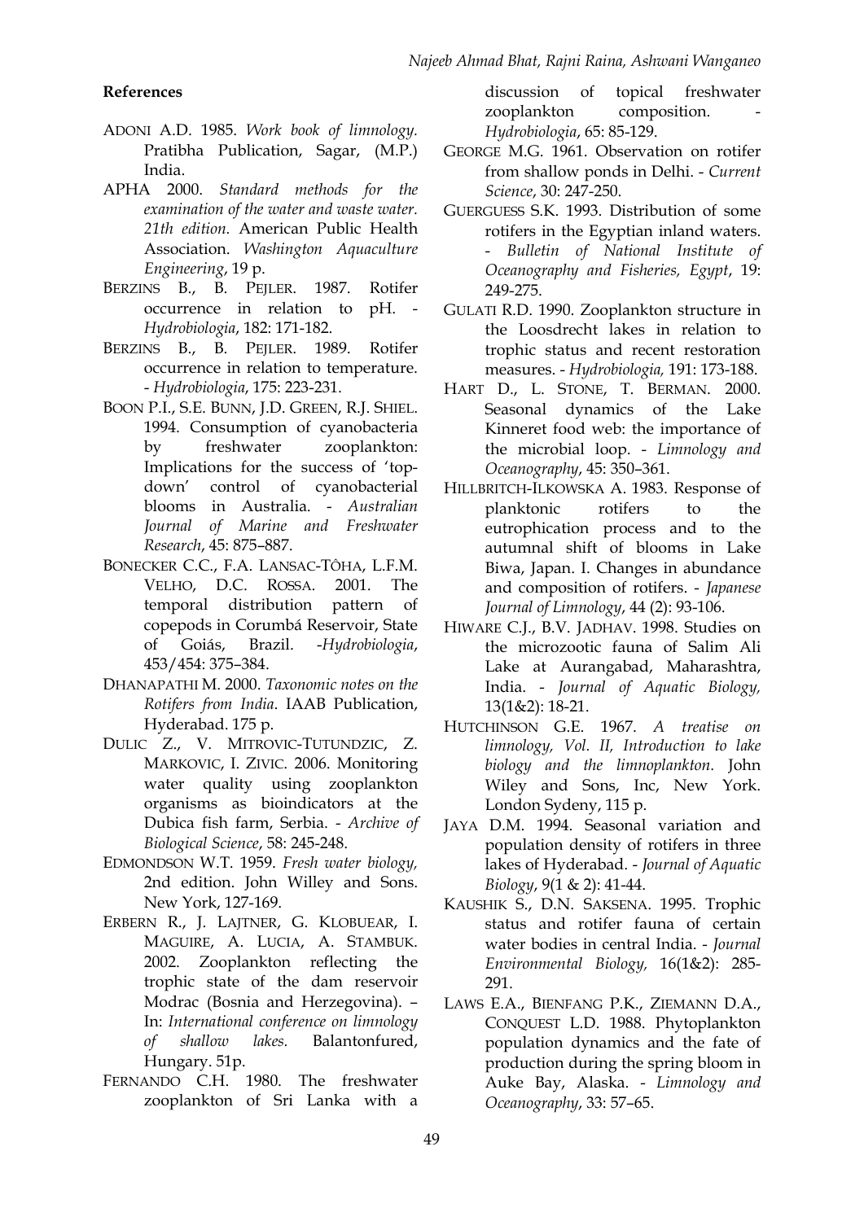## References

ADONI A.D. 1985. *Work book of limnology.* Pratibha Publication, Sagar, (M.P.) India.

APHA 2000. *Standard methods for the examination of the water and waste water. 21th edition.* American Public Health Association. *Washington Aquaculture Engineering*, 19 p.

BERZINS B., B. PEJLER. 1987. Rotifer occurrence in relation to pH. - *Hydrobiologia*, 182: 171-182.

BERZINS B., B. PEJLER. 1989. Rotifer occurrence in relation to temperature. - *Hydrobiologia*, 175: 223-231.

BOON P.I., S.E. BUNN, J.D. GREEN, R.J. SHIEL. 1994. Consumption of cyanobacteria by freshwater zooplankton: Implications for the success of 'top-down' control of cyanobacterial blooms in Australia. - *Australian Journal of Marine and Freshwater Research*, 45: 875–887.

BONECKER C.C., F.A. LANSAC-TÔHA, L.F.M. VELHO, D.C. ROSSA. 2001. The temporal distribution pattern of copepods in Corumbá Reservoir, State of Goiás, Brazil. -*Hydrobiologia*, 453/454: 375–384.

DHANAPATHI M. 2000. *Taxonomic notes on the Rotifers from India*. IAAB Publication, Hyderabad. 175 p.

DULIC Z., V. MITROVIC-TUTUNDZIC, Z. MARKOVIC, I. ZIVIC. 2006. Monitoring water quality using zooplankton organisms as bioindicators at the Dubica fish farm, Serbia. - *Archive of Biological Science*, 58: 245-248.

EDMONDSON W.T. 1959. *Fresh water biology,* 2nd edition. John Willey and Sons. New York, 127-169.

ERBERN R., J. LAJTNER, G. KLOBUEAR, I. MAGUIRE, A. LUCIA, A. STAMBUK. 2002. Zooplankton reflecting the trophic state of the dam reservoir Modrac (Bosnia and Herzegovina). – In: *International conference on limnology of shallow lakes.* Balantonfured, Hungary. 51p.

FERNANDO C.H. 1980. The freshwater zooplankton of Sri Lanka with a discussion of topical freshwater zooplankton composition. - *Hydrobiologia*, 65: 85-129.

GEORGE M.G. 1961. Observation on rotifer from shallow ponds in Delhi. - *Current Science*, 30: 247-250.

GUERGUESS S.K. 1993. Distribution of some rotifers in the Egyptian inland waters. - *Bulletin of National Institute of Oceanography and Fisheries, Egypt*, 19: 249-275.

GULATI R.D. 1990. Zooplankton structure in the Loosdrecht lakes in relation to trophic status and recent restoration measures. - *Hydrobiologia,* 191: 173-188.

HART D., L. STONE, T. BERMAN. 2000. Seasonal dynamics of the Lake Kinneret food web: the importance of the microbial loop. - *Limnology and Oceanography*, 45: 350–361.

HILLBRITCH-ILKOWSKA A. 1983. Response of planktonic rotifers to the eutrophication process and to the autumnal shift of blooms in Lake Biwa, Japan. I. Changes in abundance and composition of rotifers. - *Japanese Journal of Limnology*, 44 (2): 93-106.

HIWARE C.J., B.V. JADHAV. 1998. Studies on the microzootic fauna of Salim Ali Lake at Aurangabad, Maharashtra, India. - *Journal of Aquatic Biology,* 13(1&2): 18-21.

HUTCHINSON G.E. 1967. *A treatise on limnology, Vol. II, Introduction to lake biology and the limnoplankton.* John Wiley and Sons, Inc, New York. London Sydeny, 115 p.

JAYA D.M. 1994. Seasonal variation and population density of rotifers in three lakes of Hyderabad. - *Journal of Aquatic Biology*, 9(1 & 2): 41-44.

KAUSHIK S., D.N. SAKSENA. 1995. Trophic status and rotifer fauna of certain water bodies in central India. - *Journal Environmental Biology,* 16(1&2): 285-291.

LAWS E.A., BIENFANG P.K., ZIEMANN D.A., CONQUEST L.D. 1988. Phytoplankton population dynamics and the fate of production during the spring bloom in Auke Bay, Alaska. - *Limnology and Oceanography*, 33: 57–65.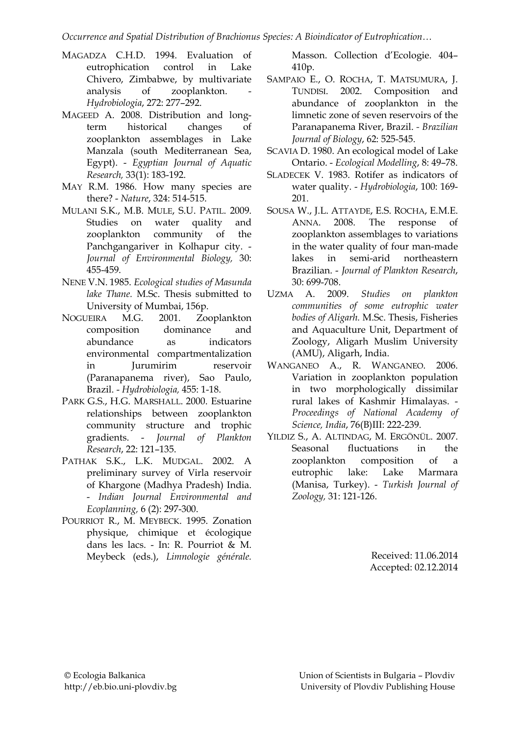MAGADZA C.H.D. 1994. Evaluation of eutrophication control in Lake Chivero, Zimbabwe, by multivariate analysis of zooplankton. - *Hydrobiologia*, 272: 277–292.

MAGEED A. 2008. Distribution and long-term historical changes of zooplankton assemblages in Lake Manzala (south Mediterranean Sea, Egypt). - *Egyptian Journal of Aquatic Research,* 33(1): 183-192.

MAY R.M. 1986. How many species are there? - *Nature*, 324: 514-515.

MULANI S.K., M.B. MULE, S.U. PATIL. 2009. Studies on water quality and zooplankton community of the Panchgangariver in Kolhapur city. - *Journal of Environmental Biology,* 30: 455-459.

NENE V.N. 1985. *Ecological studies of Masunda lake Thane.* M.Sc. Thesis submitted to University of Mumbai, 156p.

NOGUEIRA M.G. 2001. Zooplankton composition dominance and abundance as indicators environmental compartmentalization in Jurumirim reservoir (Paranapanema river), Sao Paulo, Brazil. - *Hydrobiologia,* 455: 1-18.

PARK G.S., H.G. MARSHALL. 2000. Estuarine relationships between zooplankton community structure and trophic gradients. - *Journal of Plankton Research*, 22: 121–135.

PATHAK S.K., L.K. MUDGAL. 2002. A preliminary survey of Virla reservoir of Khargone (Madhya Pradesh) India. - *Indian Journal Environmental and Ecoplanning,* 6 (2): 297-300.

POURRIOT R., M. MEYBECK. 1995. Zonation physique, chimique et écologique dans les lacs. - In: R. Pourriot & M. Meybeck (eds.), *Limnologie générale.* Masson. Collection d'Ecologie. 404–410p.

SAMPAIO E., O. ROCHA, T. MATSUMURA, J. TUNDISI. 2002. Composition and abundance of zooplankton in the limnetic zone of seven reservoirs of the Paranapanema River, Brazil. - *Brazilian Journal of Biology*, 62: 525-545.

SCAVIA D. 1980. An ecological model of Lake Ontario. - *Ecological Modelling*, 8: 49–78.

SLADECEK V. 1983. Rotifer as indicators of water quality. - *Hydrobiologia*, 100: 169-201.

SOUSA W., J.L. ATTAYDE, E.S. ROCHA, E.M.E. ANNA. 2008. The response of zooplankton assemblages to variations in the water quality of four man-made lakes in semi-arid northeastern Brazilian. - *Journal of Plankton Research*, 30: 699-708.

UZMA A. 2009. *Studies on plankton communities of some eutrophic water bodies of Aligarh.* M.Sc. Thesis, Fisheries and Aquaculture Unit, Department of Zoology, Aligarh Muslim University (AMU), Aligarh, India.

WANGANEO A., R. WANGANEO. 2006. Variation in zooplankton population in two morphologically dissimilar rural lakes of Kashmir Himalayas. - *Proceedings of National Academy of Science, India*, 76(B)III: 222-239.

YILDIZ S., A. ALTINDAG, M. ERGÖNÜL. 2007. Seasonal fluctuations in the zooplankton composition of a eutrophic lake: Lake Marmara (Manisa, Turkey). - *Turkish Journal of Zoology,* 31: 121-126.

Received: 11.06.2014
Accepted: 02.12.2014